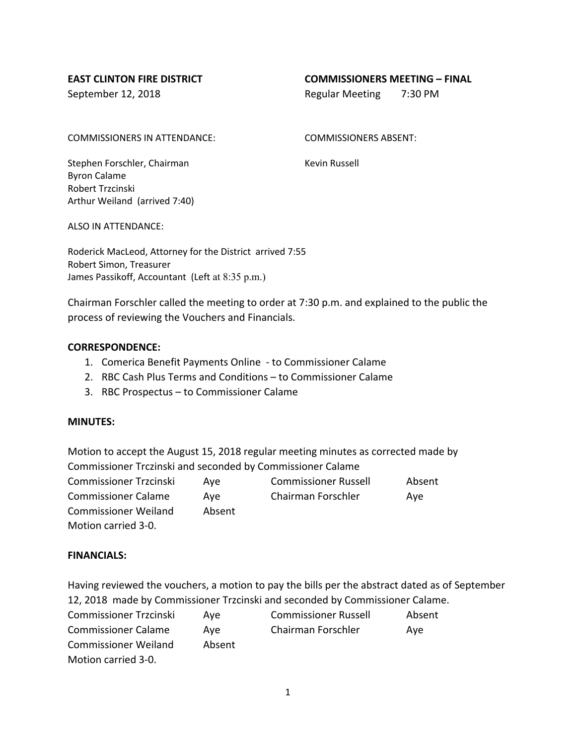**EAST CLINTON FIRE DISTRICT** — **COMMISSIONERS MEETING – FINAL**

September 12, 2018 — Regular Meeting 7:30 PM

| COMMISSIONERS IN ATTENDANCE: | COMMISSIONERS ABSENT: |
|---|---|
| Stephen Forschler, Chairman | Kevin Russell |
| Byron Calame | |
| Robert Trzcinski | |
| Arthur Weiland (arrived 7:40) | |

ALSO IN ATTENDANCE:

Roderick MacLeod, Attorney for the District arrived 7:55
Robert Simon, Treasurer
James Passikoff, Accountant (Left at 8:35 p.m.)

Chairman Forschler called the meeting to order at 7:30 p.m. and explained to the public the process of reviewing the Vouchers and Financials.

**CORRESPONDENCE:**

1. Comerica Benefit Payments Online - to Commissioner Calame
2. RBC Cash Plus Terms and Conditions – to Commissioner Calame
3. RBC Prospectus – to Commissioner Calame

**MINUTES:**

Motion to accept the August 15, 2018 regular meeting minutes as corrected made by Commissioner Trczinski and seconded by Commissioner Calame

| | | | |
|---|---|---|---|
| Commissioner Trzcinski | Aye | Commissioner Russell | Absent |
| Commissioner Calame | Aye | Chairman Forschler | Aye |
| Commissioner Weiland | Absent | | |

Motion carried 3-0.

**FINANCIALS:**

Having reviewed the vouchers, a motion to pay the bills per the abstract dated as of September 12, 2018 made by Commissioner Trzcinski and seconded by Commissioner Calame.

| | | | |
|---|---|---|---|
| Commissioner Trzcinski | Aye | Commissioner Russell | Absent |
| Commissioner Calame | Aye | Chairman Forschler | Aye |
| Commissioner Weiland | Absent | | |

Motion carried 3-0.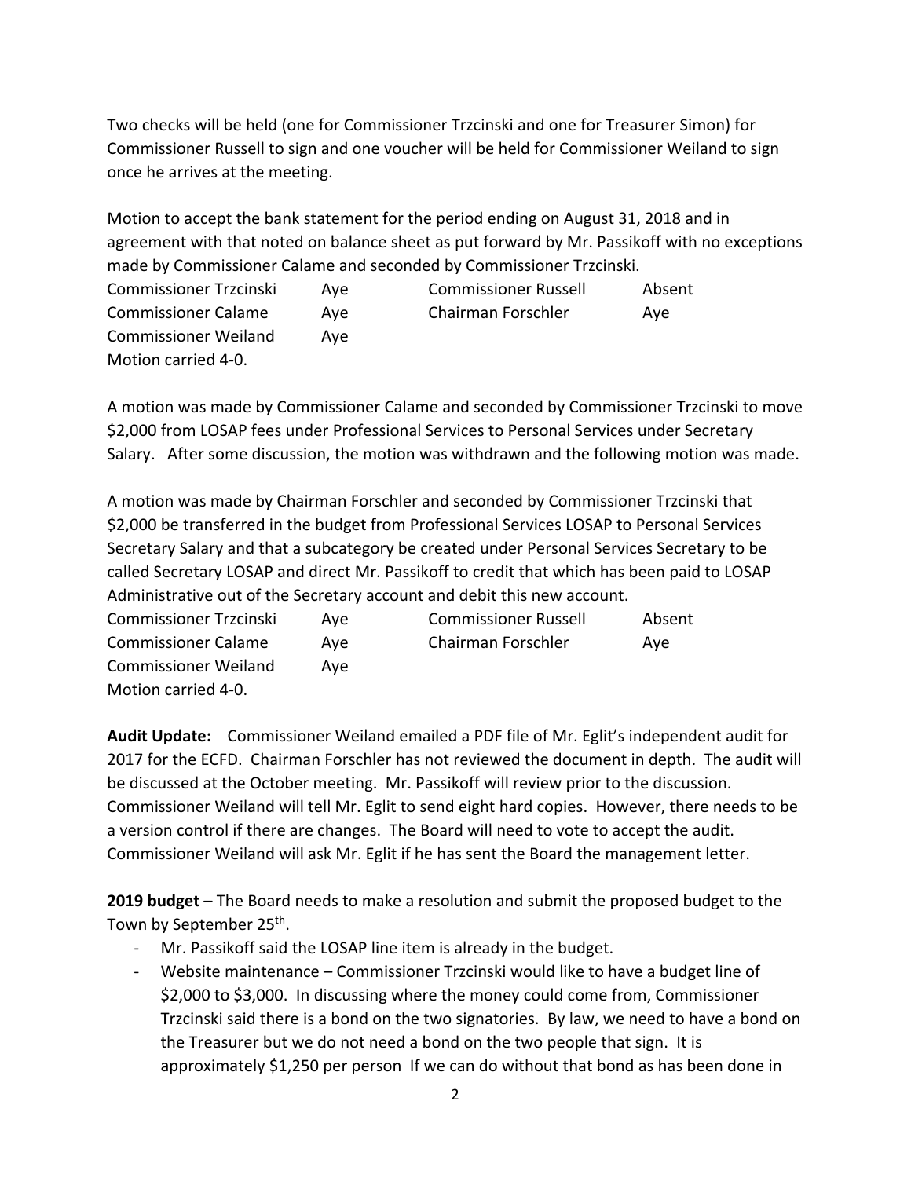Two checks will be held (one for Commissioner Trzcinski and one for Treasurer Simon) for Commissioner Russell to sign and one voucher will be held for Commissioner Weiland to sign once he arrives at the meeting.

Motion to accept the bank statement for the period ending on August 31, 2018 and in agreement with that noted on balance sheet as put forward by Mr. Passikoff with no exceptions made by Commissioner Calame and seconded by Commissioner Trzcinski.

| | | | |
|---|---|---|---|
| Commissioner Trzcinski | Aye | Commissioner Russell | Absent |
| Commissioner Calame | Aye | Chairman Forschler | Aye |
| Commissioner Weiland | Aye | | |

Motion carried 4-0.

A motion was made by Commissioner Calame and seconded by Commissioner Trzcinski to move $2,000 from LOSAP fees under Professional Services to Personal Services under Secretary Salary. After some discussion, the motion was withdrawn and the following motion was made.

A motion was made by Chairman Forschler and seconded by Commissioner Trzcinski that $2,000 be transferred in the budget from Professional Services LOSAP to Personal Services Secretary Salary and that a subcategory be created under Personal Services Secretary to be called Secretary LOSAP and direct Mr. Passikoff to credit that which has been paid to LOSAP Administrative out of the Secretary account and debit this new account.

| | | | |
|---|---|---|---|
| Commissioner Trzcinski | Aye | Commissioner Russell | Absent |
| Commissioner Calame | Aye | Chairman Forschler | Aye |
| Commissioner Weiland | Aye | | |

Motion carried 4-0.

**Audit Update:** Commissioner Weiland emailed a PDF file of Mr. Eglit's independent audit for 2017 for the ECFD. Chairman Forschler has not reviewed the document in depth. The audit will be discussed at the October meeting. Mr. Passikoff will review prior to the discussion. Commissioner Weiland will tell Mr. Eglit to send eight hard copies. However, there needs to be a version control if there are changes. The Board will need to vote to accept the audit. Commissioner Weiland will ask Mr. Eglit if he has sent the Board the management letter.

**2019 budget** – The Board needs to make a resolution and submit the proposed budget to the Town by September 25th.

- Mr. Passikoff said the LOSAP line item is already in the budget.
- Website maintenance – Commissioner Trzcinski would like to have a budget line of $2,000 to $3,000. In discussing where the money could come from, Commissioner Trzcinski said there is a bond on the two signatories. By law, we need to have a bond on the Treasurer but we do not need a bond on the two people that sign. It is approximately $1,250 per person If we can do without that bond as has been done in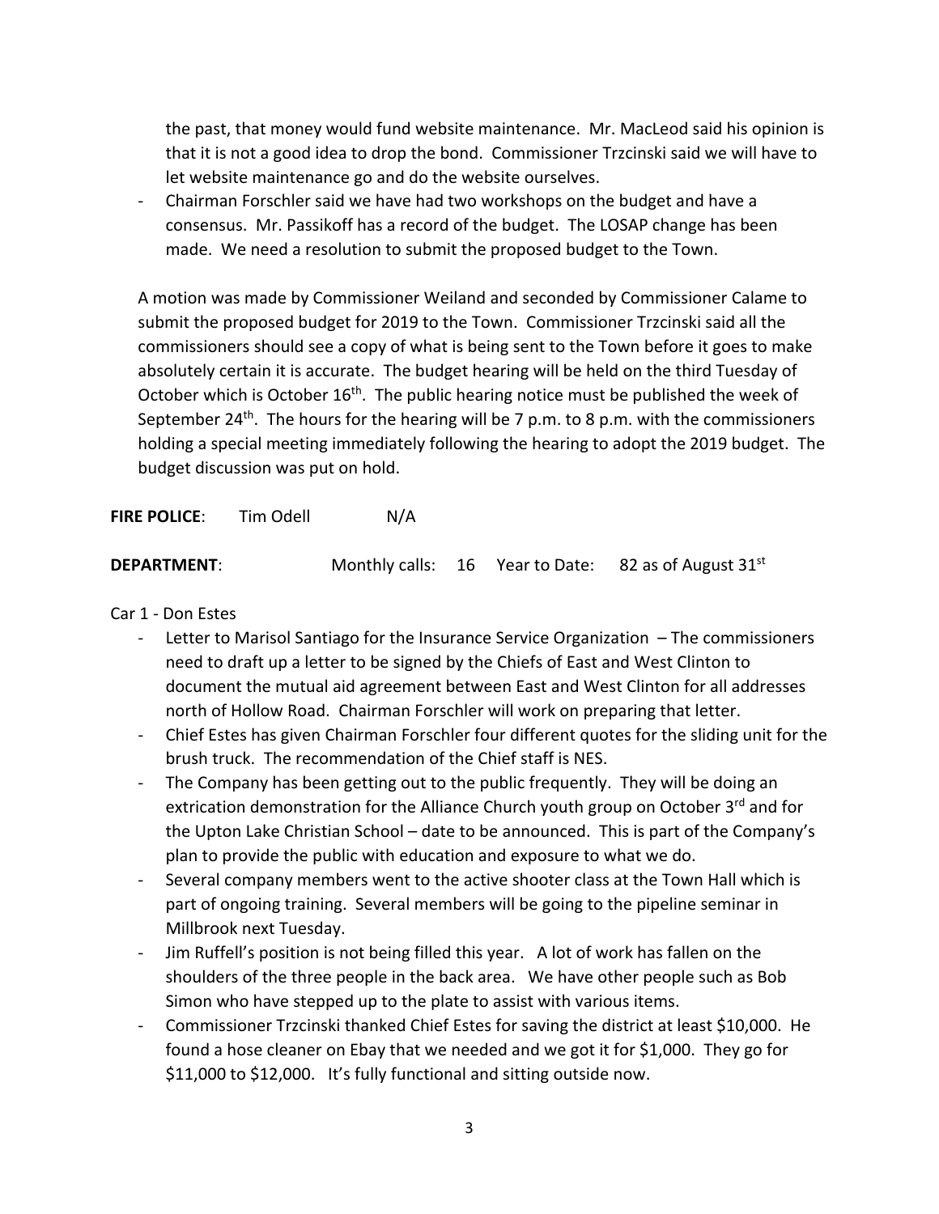the past, that money would fund website maintenance. Mr. MacLeod said his opinion is that it is not a good idea to drop the bond. Commissioner Trzcinski said we will have to let website maintenance go and do the website ourselves.

- Chairman Forschler said we have had two workshops on the budget and have a consensus. Mr. Passikoff has a record of the budget. The LOSAP change has been made. We need a resolution to submit the proposed budget to the Town.

A motion was made by Commissioner Weiland and seconded by Commissioner Calame to submit the proposed budget for 2019 to the Town. Commissioner Trzcinski said all the commissioners should see a copy of what is being sent to the Town before it goes to make absolutely certain it is accurate. The budget hearing will be held on the third Tuesday of October which is October 16th. The public hearing notice must be published the week of September 24th. The hours for the hearing will be 7 p.m. to 8 p.m. with the commissioners holding a special meeting immediately following the hearing to adopt the 2019 budget. The budget discussion was put on hold.

**FIRE POLICE**: Tim Odell N/A

**DEPARTMENT**: Monthly calls: 16 Year to Date: 82 as of August 31st

Car 1 - Don Estes

- Letter to Marisol Santiago for the Insurance Service Organization – The commissioners need to draft up a letter to be signed by the Chiefs of East and West Clinton to document the mutual aid agreement between East and West Clinton for all addresses north of Hollow Road. Chairman Forschler will work on preparing that letter.
- Chief Estes has given Chairman Forschler four different quotes for the sliding unit for the brush truck. The recommendation of the Chief staff is NES.
- The Company has been getting out to the public frequently. They will be doing an extrication demonstration for the Alliance Church youth group on October 3rd and for the Upton Lake Christian School – date to be announced. This is part of the Company's plan to provide the public with education and exposure to what we do.
- Several company members went to the active shooter class at the Town Hall which is part of ongoing training. Several members will be going to the pipeline seminar in Millbrook next Tuesday.
- Jim Ruffell's position is not being filled this year. A lot of work has fallen on the shoulders of the three people in the back area. We have other people such as Bob Simon who have stepped up to the plate to assist with various items.
- Commissioner Trzcinski thanked Chief Estes for saving the district at least $10,000. He found a hose cleaner on Ebay that we needed and we got it for $1,000. They go for $11,000 to $12,000. It's fully functional and sitting outside now.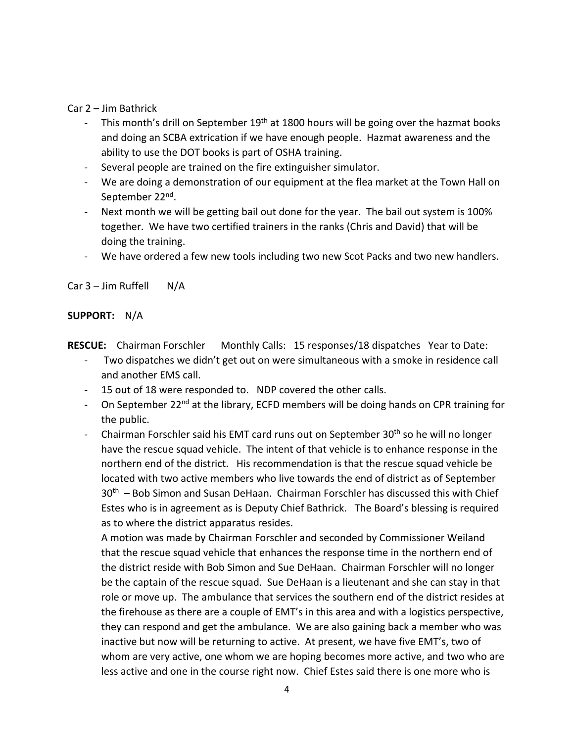Car 2 – Jim Bathrick

- This month's drill on September 19th at 1800 hours will be going over the hazmat books and doing an SCBA extrication if we have enough people. Hazmat awareness and the ability to use the DOT books is part of OSHA training.
- Several people are trained on the fire extinguisher simulator.
- We are doing a demonstration of our equipment at the flea market at the Town Hall on September 22nd.
- Next month we will be getting bail out done for the year. The bail out system is 100% together. We have two certified trainers in the ranks (Chris and David) that will be doing the training.
- We have ordered a few new tools including two new Scot Packs and two new handlers.

Car 3 – Jim Ruffell N/A

**SUPPORT:** N/A

**RESCUE:** Chairman Forschler Monthly Calls: 15 responses/18 dispatches Year to Date:

- Two dispatches we didn't get out on were simultaneous with a smoke in residence call and another EMS call.
- 15 out of 18 were responded to. NDP covered the other calls.
- On September 22nd at the library, ECFD members will be doing hands on CPR training for the public.
- Chairman Forschler said his EMT card runs out on September 30th so he will no longer have the rescue squad vehicle. The intent of that vehicle is to enhance response in the northern end of the district. His recommendation is that the rescue squad vehicle be located with two active members who live towards the end of district as of September 30th – Bob Simon and Susan DeHaan. Chairman Forschler has discussed this with Chief Estes who is in agreement as is Deputy Chief Bathrick. The Board's blessing is required as to where the district apparatus resides.

  A motion was made by Chairman Forschler and seconded by Commissioner Weiland that the rescue squad vehicle that enhances the response time in the northern end of the district reside with Bob Simon and Sue DeHaan. Chairman Forschler will no longer be the captain of the rescue squad. Sue DeHaan is a lieutenant and she can stay in that role or move up. The ambulance that services the southern end of the district resides at the firehouse as there are a couple of EMT's in this area and with a logistics perspective, they can respond and get the ambulance. We are also gaining back a member who was inactive but now will be returning to active. At present, we have five EMT's, two of whom are very active, one whom we are hoping becomes more active, and two who are less active and one in the course right now. Chief Estes said there is one more who is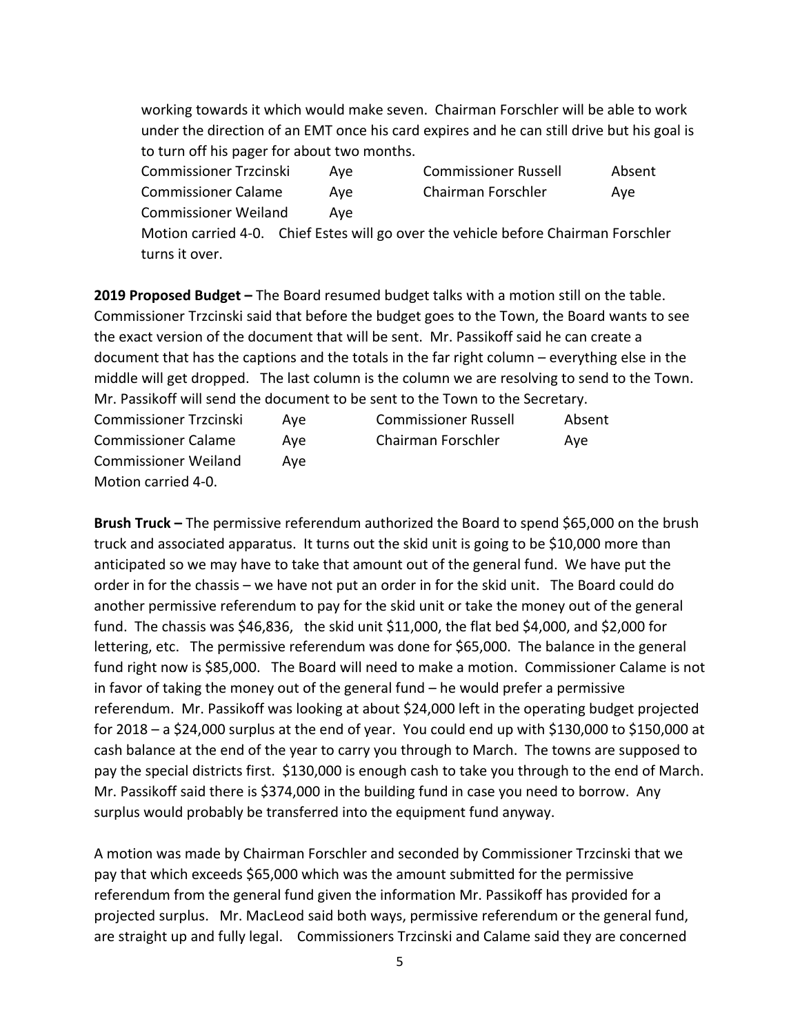working towards it which would make seven. Chairman Forschler will be able to work under the direction of an EMT once his card expires and he can still drive but his goal is to turn off his pager for about two months.

| | | | |
|---|---|---|---|
| Commissioner Trzcinski | Aye | Commissioner Russell | Absent |
| Commissioner Calame | Aye | Chairman Forschler | Aye |
| Commissioner Weiland | Aye | | |

Motion carried 4-0. Chief Estes will go over the vehicle before Chairman Forschler turns it over.

**2019 Proposed Budget –** The Board resumed budget talks with a motion still on the table. Commissioner Trzcinski said that before the budget goes to the Town, the Board wants to see the exact version of the document that will be sent. Mr. Passikoff said he can create a document that has the captions and the totals in the far right column – everything else in the middle will get dropped. The last column is the column we are resolving to send to the Town. Mr. Passikoff will send the document to be sent to the Town to the Secretary.

| | | | |
|---|---|---|---|
| Commissioner Trzcinski | Aye | Commissioner Russell | Absent |
| Commissioner Calame | Aye | Chairman Forschler | Aye |
| Commissioner Weiland | Aye | | |

Motion carried 4-0.

**Brush Truck –** The permissive referendum authorized the Board to spend $65,000 on the brush truck and associated apparatus. It turns out the skid unit is going to be $10,000 more than anticipated so we may have to take that amount out of the general fund. We have put the order in for the chassis – we have not put an order in for the skid unit. The Board could do another permissive referendum to pay for the skid unit or take the money out of the general fund. The chassis was $46,836, the skid unit $11,000, the flat bed $4,000, and $2,000 for lettering, etc. The permissive referendum was done for $65,000. The balance in the general fund right now is $85,000. The Board will need to make a motion. Commissioner Calame is not in favor of taking the money out of the general fund – he would prefer a permissive referendum. Mr. Passikoff was looking at about $24,000 left in the operating budget projected for 2018 – a $24,000 surplus at the end of year. You could end up with $130,000 to $150,000 at cash balance at the end of the year to carry you through to March. The towns are supposed to pay the special districts first. $130,000 is enough cash to take you through to the end of March. Mr. Passikoff said there is $374,000 in the building fund in case you need to borrow. Any surplus would probably be transferred into the equipment fund anyway.

A motion was made by Chairman Forschler and seconded by Commissioner Trzcinski that we pay that which exceeds $65,000 which was the amount submitted for the permissive referendum from the general fund given the information Mr. Passikoff has provided for a projected surplus. Mr. MacLeod said both ways, permissive referendum or the general fund, are straight up and fully legal. Commissioners Trzcinski and Calame said they are concerned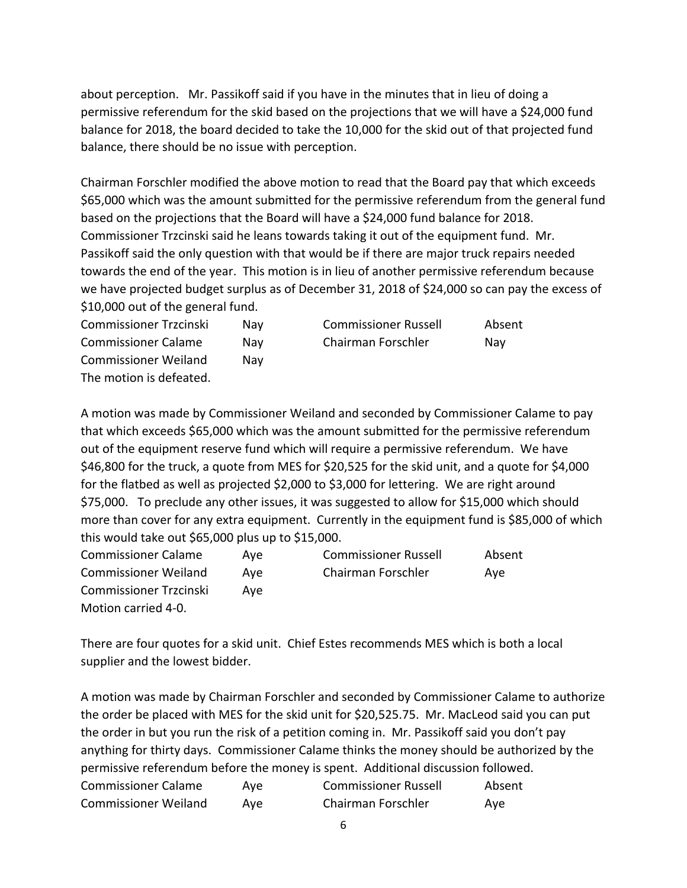about perception. Mr. Passikoff said if you have in the minutes that in lieu of doing a permissive referendum for the skid based on the projections that we will have a $24,000 fund balance for 2018, the board decided to take the 10,000 for the skid out of that projected fund balance, there should be no issue with perception.

Chairman Forschler modified the above motion to read that the Board pay that which exceeds $65,000 which was the amount submitted for the permissive referendum from the general fund based on the projections that the Board will have a $24,000 fund balance for 2018. Commissioner Trzcinski said he leans towards taking it out of the equipment fund. Mr. Passikoff said the only question with that would be if there are major truck repairs needed towards the end of the year. This motion is in lieu of another permissive referendum because we have projected budget surplus as of December 31, 2018 of $24,000 so can pay the excess of $10,000 out of the general fund.

| | | | |
|---|---|---|---|
| Commissioner Trzcinski | Nay | Commissioner Russell | Absent |
| Commissioner Calame | Nay | Chairman Forschler | Nay |
| Commissioner Weiland | Nay | | |

The motion is defeated.

A motion was made by Commissioner Weiland and seconded by Commissioner Calame to pay that which exceeds $65,000 which was the amount submitted for the permissive referendum out of the equipment reserve fund which will require a permissive referendum. We have $46,800 for the truck, a quote from MES for $20,525 for the skid unit, and a quote for $4,000 for the flatbed as well as projected $2,000 to $3,000 for lettering. We are right around $75,000. To preclude any other issues, it was suggested to allow for $15,000 which should more than cover for any extra equipment. Currently in the equipment fund is $85,000 of which this would take out $65,000 plus up to $15,000.

| | | | |
|---|---|---|---|
| Commissioner Calame | Aye | Commissioner Russell | Absent |
| Commissioner Weiland | Aye | Chairman Forschler | Aye |
| Commissioner Trzcinski | Aye | | |

Motion carried 4-0.

There are four quotes for a skid unit. Chief Estes recommends MES which is both a local supplier and the lowest bidder.

A motion was made by Chairman Forschler and seconded by Commissioner Calame to authorize the order be placed with MES for the skid unit for $20,525.75. Mr. MacLeod said you can put the order in but you run the risk of a petition coming in. Mr. Passikoff said you don't pay anything for thirty days. Commissioner Calame thinks the money should be authorized by the permissive referendum before the money is spent. Additional discussion followed.

| | | | |
|---|---|---|---|
| Commissioner Calame | Aye | Commissioner Russell | Absent |
| Commissioner Weiland | Aye | Chairman Forschler | Aye |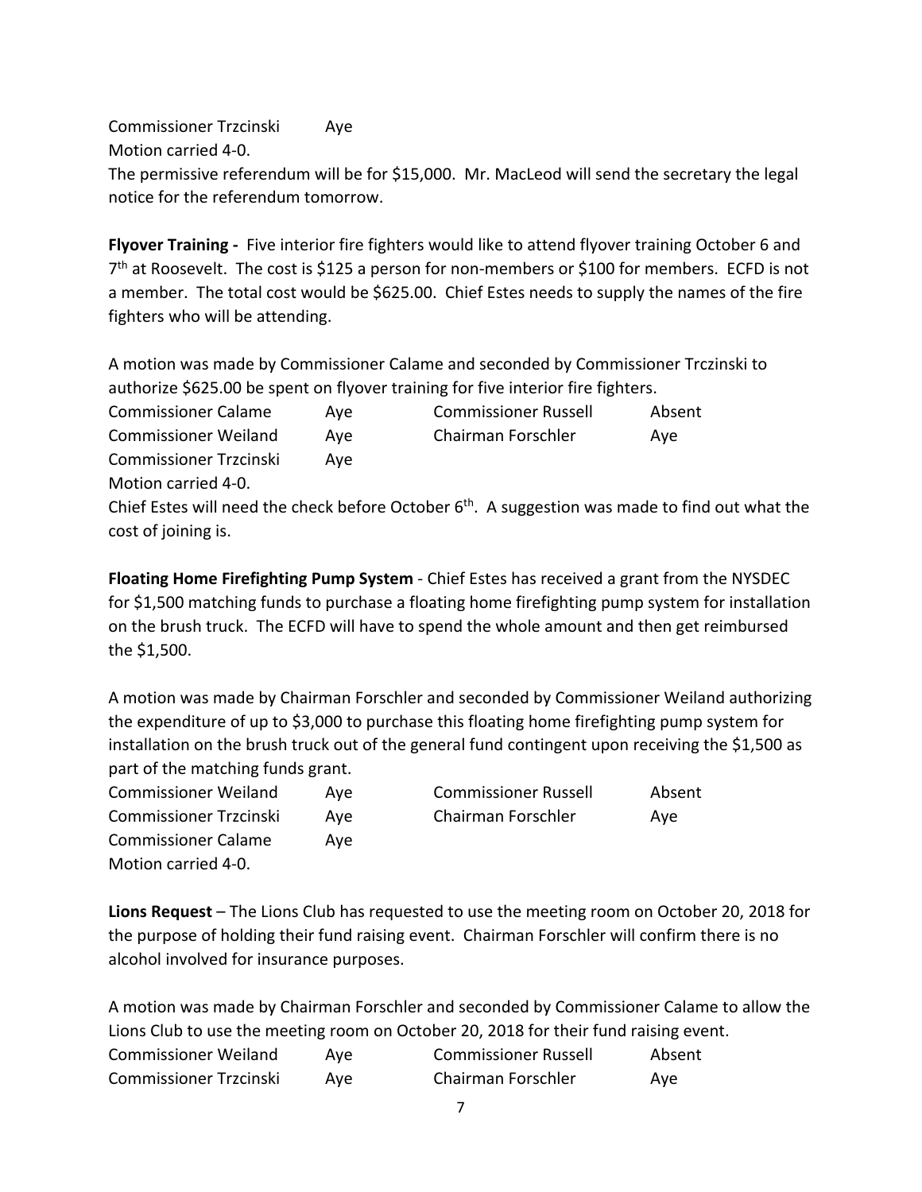Commissioner Trzcinski Aye
Motion carried 4-0.
The permissive referendum will be for $15,000. Mr. MacLeod will send the secretary the legal notice for the referendum tomorrow.

**Flyover Training -** Five interior fire fighters would like to attend flyover training October 6 and 7th at Roosevelt. The cost is $125 a person for non-members or $100 for members. ECFD is not a member. The total cost would be $625.00. Chief Estes needs to supply the names of the fire fighters who will be attending.

A motion was made by Commissioner Calame and seconded by Commissioner Trczinski to authorize $625.00 be spent on flyover training for five interior fire fighters.

| | | | |
|---|---|---|---|
| Commissioner Calame | Aye | Commissioner Russell | Absent |
| Commissioner Weiland | Aye | Chairman Forschler | Aye |
| Commissioner Trzcinski | Aye | | |

Motion carried 4-0.
Chief Estes will need the check before October 6th. A suggestion was made to find out what the cost of joining is.

**Floating Home Firefighting Pump System** - Chief Estes has received a grant from the NYSDEC for $1,500 matching funds to purchase a floating home firefighting pump system for installation on the brush truck. The ECFD will have to spend the whole amount and then get reimbursed the $1,500.

A motion was made by Chairman Forschler and seconded by Commissioner Weiland authorizing the expenditure of up to $3,000 to purchase this floating home firefighting pump system for installation on the brush truck out of the general fund contingent upon receiving the $1,500 as part of the matching funds grant.

| | | | |
|---|---|---|---|
| Commissioner Weiland | Aye | Commissioner Russell | Absent |
| Commissioner Trzcinski | Aye | Chairman Forschler | Aye |
| Commissioner Calame | Aye | | |

Motion carried 4-0.

**Lions Request** – The Lions Club has requested to use the meeting room on October 20, 2018 for the purpose of holding their fund raising event. Chairman Forschler will confirm there is no alcohol involved for insurance purposes.

A motion was made by Chairman Forschler and seconded by Commissioner Calame to allow the Lions Club to use the meeting room on October 20, 2018 for their fund raising event.

| | | | |
|---|---|---|---|
| Commissioner Weiland | Aye | Commissioner Russell | Absent |
| Commissioner Trzcinski | Aye | Chairman Forschler | Aye |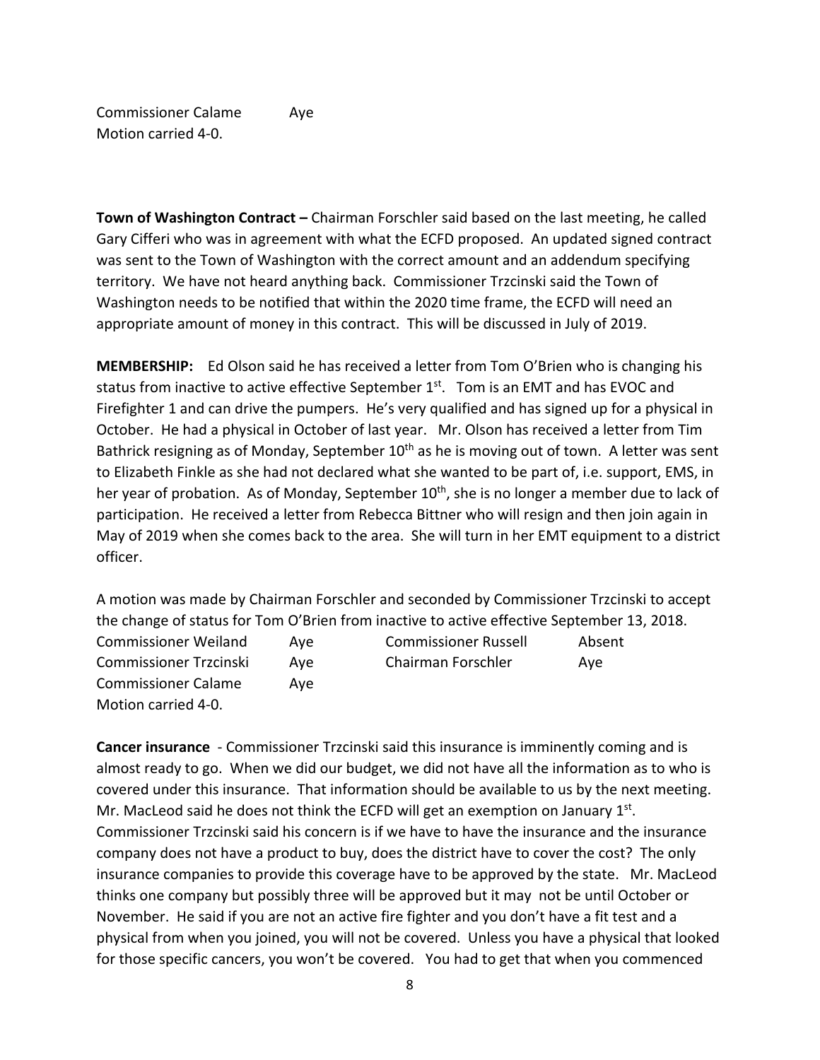Commissioner Calame Aye
Motion carried 4-0.

**Town of Washington Contract –** Chairman Forschler said based on the last meeting, he called Gary Cifferi who was in agreement with what the ECFD proposed. An updated signed contract was sent to the Town of Washington with the correct amount and an addendum specifying territory. We have not heard anything back. Commissioner Trzcinski said the Town of Washington needs to be notified that within the 2020 time frame, the ECFD will need an appropriate amount of money in this contract. This will be discussed in July of 2019.

**MEMBERSHIP:** Ed Olson said he has received a letter from Tom O'Brien who is changing his status from inactive to active effective September 1st. Tom is an EMT and has EVOC and Firefighter 1 and can drive the pumpers. He's very qualified and has signed up for a physical in October. He had a physical in October of last year. Mr. Olson has received a letter from Tim Bathrick resigning as of Monday, September 10th as he is moving out of town. A letter was sent to Elizabeth Finkle as she had not declared what she wanted to be part of, i.e. support, EMS, in her year of probation. As of Monday, September 10th, she is no longer a member due to lack of participation. He received a letter from Rebecca Bittner who will resign and then join again in May of 2019 when she comes back to the area. She will turn in her EMT equipment to a district officer.

A motion was made by Chairman Forschler and seconded by Commissioner Trzcinski to accept the change of status for Tom O'Brien from inactive to active effective September 13, 2018.

| | | | |
|---|---|---|---|
| Commissioner Weiland | Aye | Commissioner Russell | Absent |
| Commissioner Trzcinski | Aye | Chairman Forschler | Aye |
| Commissioner Calame | Aye | | |

Motion carried 4-0.

**Cancer insurance** - Commissioner Trzcinski said this insurance is imminently coming and is almost ready to go. When we did our budget, we did not have all the information as to who is covered under this insurance. That information should be available to us by the next meeting. Mr. MacLeod said he does not think the ECFD will get an exemption on January 1st. Commissioner Trzcinski said his concern is if we have to have the insurance and the insurance company does not have a product to buy, does the district have to cover the cost? The only insurance companies to provide this coverage have to be approved by the state. Mr. MacLeod thinks one company but possibly three will be approved but it may not be until October or November. He said if you are not an active fire fighter and you don't have a fit test and a physical from when you joined, you will not be covered. Unless you have a physical that looked for those specific cancers, you won't be covered. You had to get that when you commenced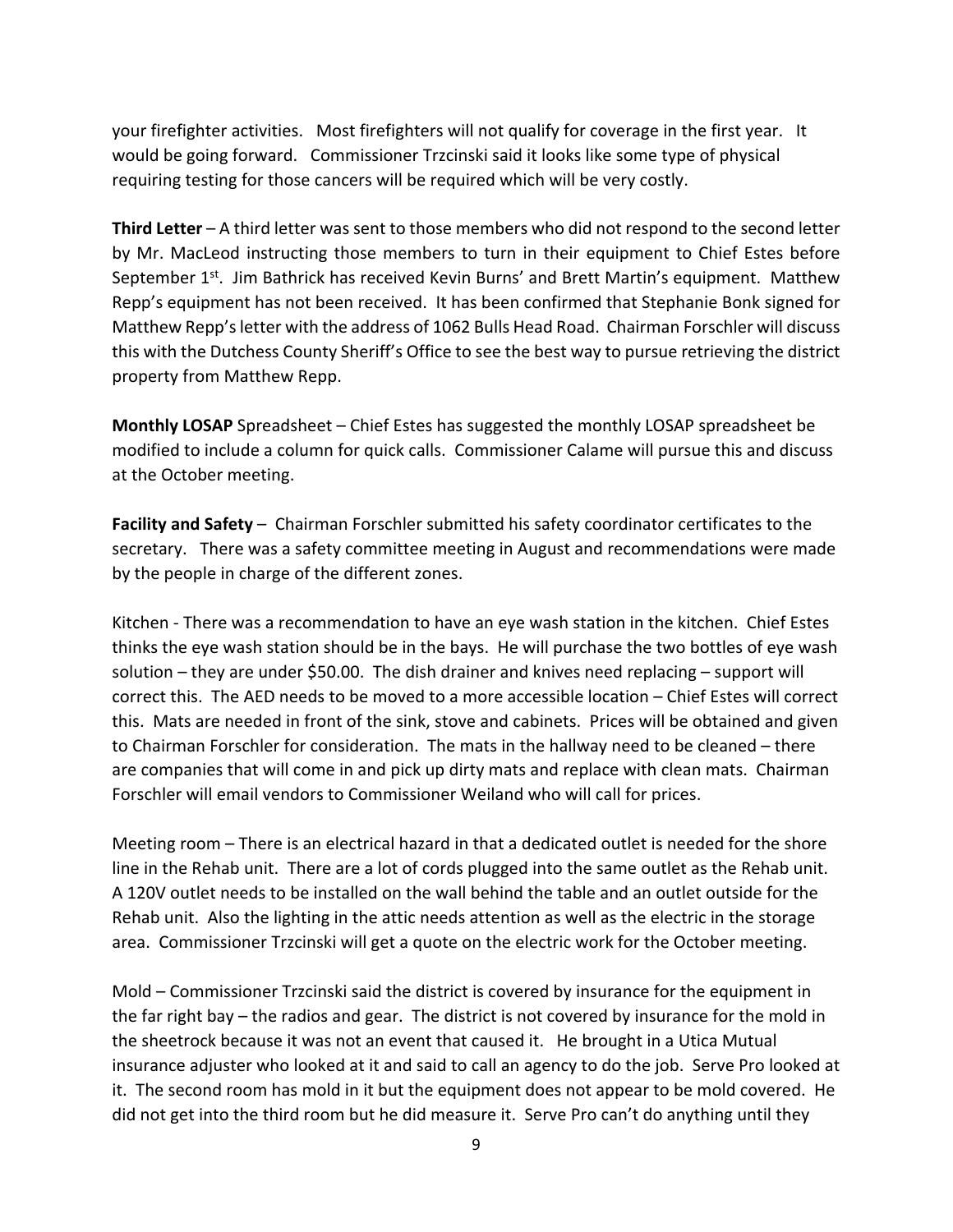your firefighter activities. Most firefighters will not qualify for coverage in the first year. It would be going forward. Commissioner Trzcinski said it looks like some type of physical requiring testing for those cancers will be required which will be very costly.

**Third Letter** – A third letter was sent to those members who did not respond to the second letter by Mr. MacLeod instructing those members to turn in their equipment to Chief Estes before September 1st. Jim Bathrick has received Kevin Burns' and Brett Martin's equipment. Matthew Repp's equipment has not been received. It has been confirmed that Stephanie Bonk signed for Matthew Repp's letter with the address of 1062 Bulls Head Road. Chairman Forschler will discuss this with the Dutchess County Sheriff's Office to see the best way to pursue retrieving the district property from Matthew Repp.

**Monthly LOSAP** Spreadsheet – Chief Estes has suggested the monthly LOSAP spreadsheet be modified to include a column for quick calls. Commissioner Calame will pursue this and discuss at the October meeting.

**Facility and Safety** – Chairman Forschler submitted his safety coordinator certificates to the secretary. There was a safety committee meeting in August and recommendations were made by the people in charge of the different zones.

Kitchen - There was a recommendation to have an eye wash station in the kitchen. Chief Estes thinks the eye wash station should be in the bays. He will purchase the two bottles of eye wash solution – they are under $50.00. The dish drainer and knives need replacing – support will correct this. The AED needs to be moved to a more accessible location – Chief Estes will correct this. Mats are needed in front of the sink, stove and cabinets. Prices will be obtained and given to Chairman Forschler for consideration. The mats in the hallway need to be cleaned – there are companies that will come in and pick up dirty mats and replace with clean mats. Chairman Forschler will email vendors to Commissioner Weiland who will call for prices.

Meeting room – There is an electrical hazard in that a dedicated outlet is needed for the shore line in the Rehab unit. There are a lot of cords plugged into the same outlet as the Rehab unit. A 120V outlet needs to be installed on the wall behind the table and an outlet outside for the Rehab unit. Also the lighting in the attic needs attention as well as the electric in the storage area. Commissioner Trzcinski will get a quote on the electric work for the October meeting.

Mold – Commissioner Trzcinski said the district is covered by insurance for the equipment in the far right bay – the radios and gear. The district is not covered by insurance for the mold in the sheetrock because it was not an event that caused it. He brought in a Utica Mutual insurance adjuster who looked at it and said to call an agency to do the job. Serve Pro looked at it. The second room has mold in it but the equipment does not appear to be mold covered. He did not get into the third room but he did measure it. Serve Pro can't do anything until they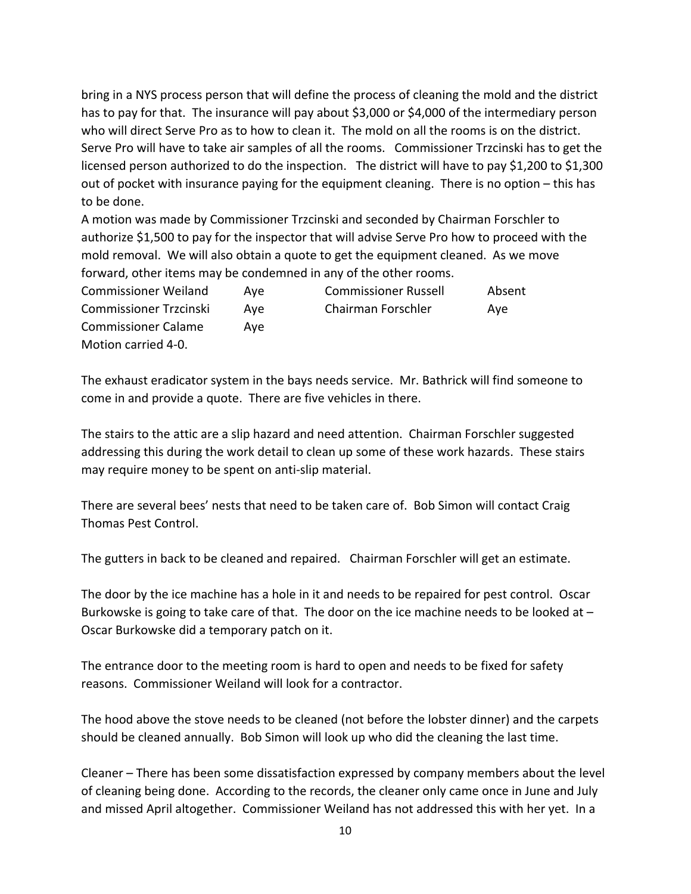bring in a NYS process person that will define the process of cleaning the mold and the district has to pay for that. The insurance will pay about $3,000 or $4,000 of the intermediary person who will direct Serve Pro as to how to clean it. The mold on all the rooms is on the district. Serve Pro will have to take air samples of all the rooms. Commissioner Trzcinski has to get the licensed person authorized to do the inspection. The district will have to pay $1,200 to $1,300 out of pocket with insurance paying for the equipment cleaning. There is no option – this has to be done.

A motion was made by Commissioner Trzcinski and seconded by Chairman Forschler to authorize $1,500 to pay for the inspector that will advise Serve Pro how to proceed with the mold removal. We will also obtain a quote to get the equipment cleaned. As we move forward, other items may be condemned in any of the other rooms.

| | | | |
|---|---|---|---|
| Commissioner Weiland | Aye | Commissioner Russell | Absent |
| Commissioner Trzcinski | Aye | Chairman Forschler | Aye |
| Commissioner Calame | Aye | | |

Motion carried 4-0.

The exhaust eradicator system in the bays needs service. Mr. Bathrick will find someone to come in and provide a quote. There are five vehicles in there.

The stairs to the attic are a slip hazard and need attention. Chairman Forschler suggested addressing this during the work detail to clean up some of these work hazards. These stairs may require money to be spent on anti-slip material.

There are several bees' nests that need to be taken care of. Bob Simon will contact Craig Thomas Pest Control.

The gutters in back to be cleaned and repaired. Chairman Forschler will get an estimate.

The door by the ice machine has a hole in it and needs to be repaired for pest control. Oscar Burkowske is going to take care of that. The door on the ice machine needs to be looked at – Oscar Burkowske did a temporary patch on it.

The entrance door to the meeting room is hard to open and needs to be fixed for safety reasons. Commissioner Weiland will look for a contractor.

The hood above the stove needs to be cleaned (not before the lobster dinner) and the carpets should be cleaned annually. Bob Simon will look up who did the cleaning the last time.

Cleaner – There has been some dissatisfaction expressed by company members about the level of cleaning being done. According to the records, the cleaner only came once in June and July and missed April altogether. Commissioner Weiland has not addressed this with her yet. In a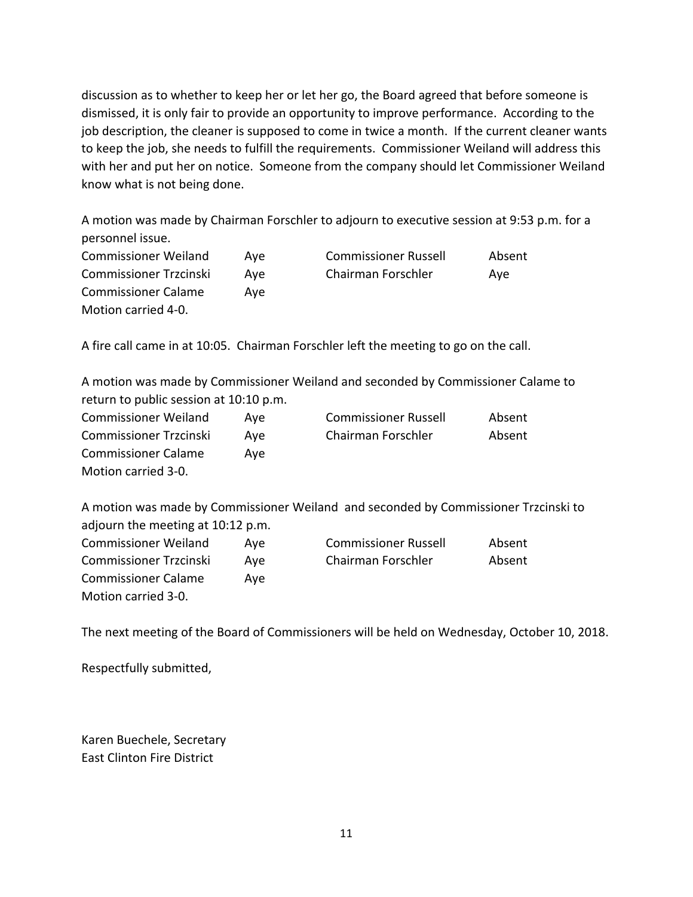discussion as to whether to keep her or let her go, the Board agreed that before someone is dismissed, it is only fair to provide an opportunity to improve performance. According to the job description, the cleaner is supposed to come in twice a month. If the current cleaner wants to keep the job, she needs to fulfill the requirements. Commissioner Weiland will address this with her and put her on notice. Someone from the company should let Commissioner Weiland know what is not being done.

A motion was made by Chairman Forschler to adjourn to executive session at 9:53 p.m. for a personnel issue.

| | | | |
|---|---|---|---|
| Commissioner Weiland | Aye | Commissioner Russell | Absent |
| Commissioner Trzcinski | Aye | Chairman Forschler | Aye |
| Commissioner Calame | Aye | | |

Motion carried 4-0.

A fire call came in at 10:05. Chairman Forschler left the meeting to go on the call.

A motion was made by Commissioner Weiland and seconded by Commissioner Calame to return to public session at 10:10 p.m.

| | | | |
|---|---|---|---|
| Commissioner Weiland | Aye | Commissioner Russell | Absent |
| Commissioner Trzcinski | Aye | Chairman Forschler | Absent |
| Commissioner Calame | Aye | | |

Motion carried 3-0.

A motion was made by Commissioner Weiland and seconded by Commissioner Trzcinski to adjourn the meeting at 10:12 p.m.

| | | | |
|---|---|---|---|
| Commissioner Weiland | Aye | Commissioner Russell | Absent |
| Commissioner Trzcinski | Aye | Chairman Forschler | Absent |
| Commissioner Calame | Aye | | |

Motion carried 3-0.

The next meeting of the Board of Commissioners will be held on Wednesday, October 10, 2018.

Respectfully submitted,

Karen Buechele, Secretary
East Clinton Fire District